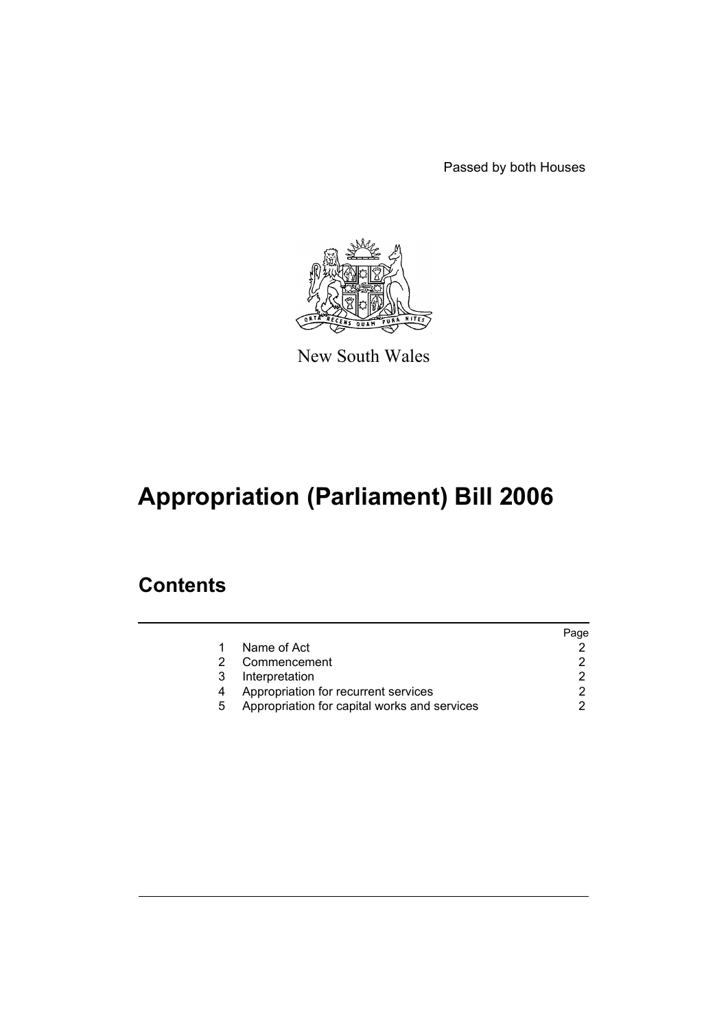Passed by both Houses

New South Wales

# Appropriation (Parliament) Bill 2006

## Contents

| | | Page |
|---|---|---|
| 1 | Name of Act | 2 |
| 2 | Commencement | 2 |
| 3 | Interpretation | 2 |
| 4 | Appropriation for recurrent services | 2 |
| 5 | Appropriation for capital works and services | 2 |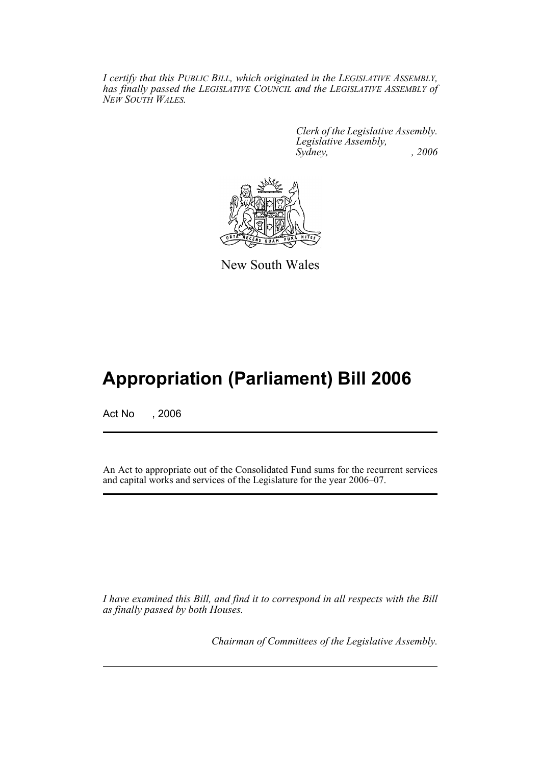*I certify that this PUBLIC BILL, which originated in the LEGISLATIVE ASSEMBLY, has finally passed the LEGISLATIVE COUNCIL and the LEGISLATIVE ASSEMBLY of NEW SOUTH WALES.*

*Clerk of the Legislative Assembly.*
*Legislative Assembly,*
*Sydney, , 2006*

New South Wales

# Appropriation (Parliament) Bill 2006

Act No , 2006

An Act to appropriate out of the Consolidated Fund sums for the recurrent services and capital works and services of the Legislature for the year 2006–07.

*I have examined this Bill, and find it to correspond in all respects with the Bill as finally passed by both Houses.*

*Chairman of Committees of the Legislative Assembly.*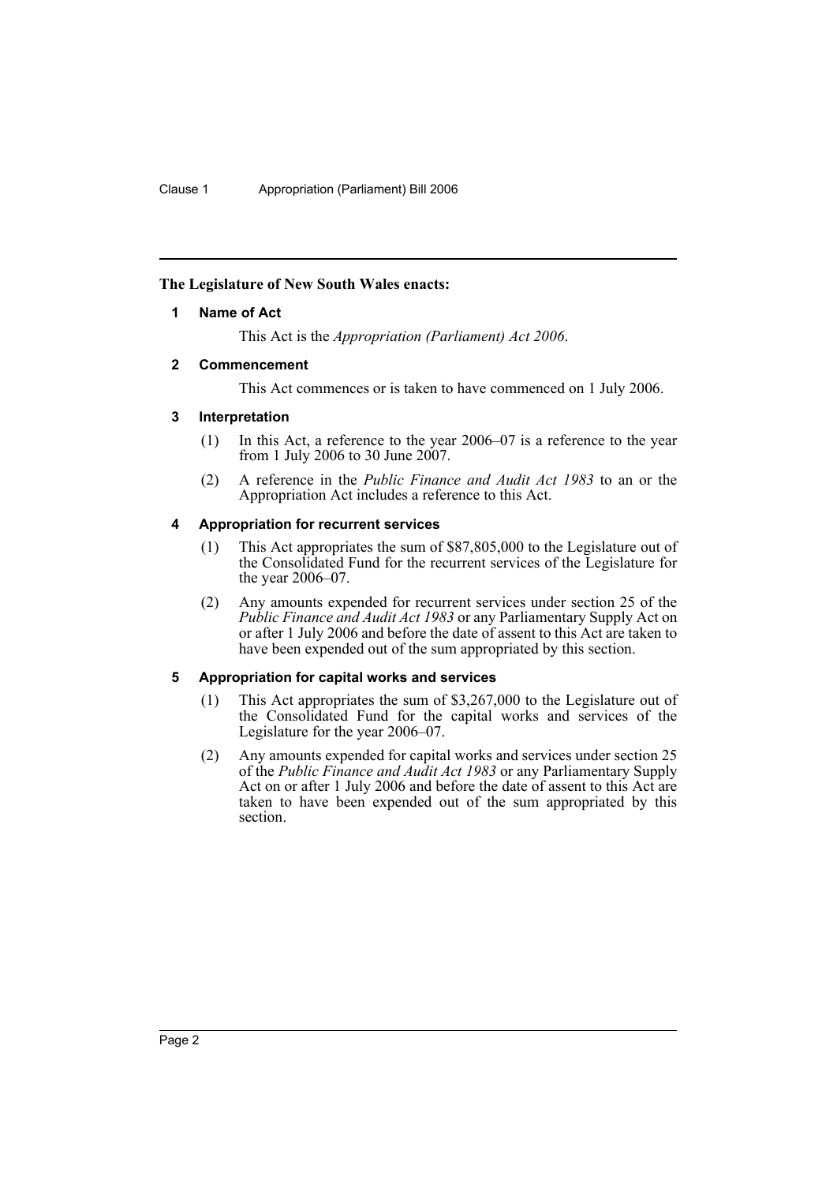**The Legislature of New South Wales enacts:**

### 1 Name of Act

This Act is the *Appropriation (Parliament) Act 2006*.

### 2 Commencement

This Act commences or is taken to have commenced on 1 July 2006.

### 3 Interpretation

(1) In this Act, a reference to the year 2006–07 is a reference to the year from 1 July 2006 to 30 June 2007.

(2) A reference in the *Public Finance and Audit Act 1983* to an or the Appropriation Act includes a reference to this Act.

### 4 Appropriation for recurrent services

(1) This Act appropriates the sum of $87,805,000 to the Legislature out of the Consolidated Fund for the recurrent services of the Legislature for the year 2006–07.

(2) Any amounts expended for recurrent services under section 25 of the *Public Finance and Audit Act 1983* or any Parliamentary Supply Act on or after 1 July 2006 and before the date of assent to this Act are taken to have been expended out of the sum appropriated by this section.

### 5 Appropriation for capital works and services

(1) This Act appropriates the sum of $3,267,000 to the Legislature out of the Consolidated Fund for the capital works and services of the Legislature for the year 2006–07.

(2) Any amounts expended for capital works and services under section 25 of the *Public Finance and Audit Act 1983* or any Parliamentary Supply Act on or after 1 July 2006 and before the date of assent to this Act are taken to have been expended out of the sum appropriated by this section.